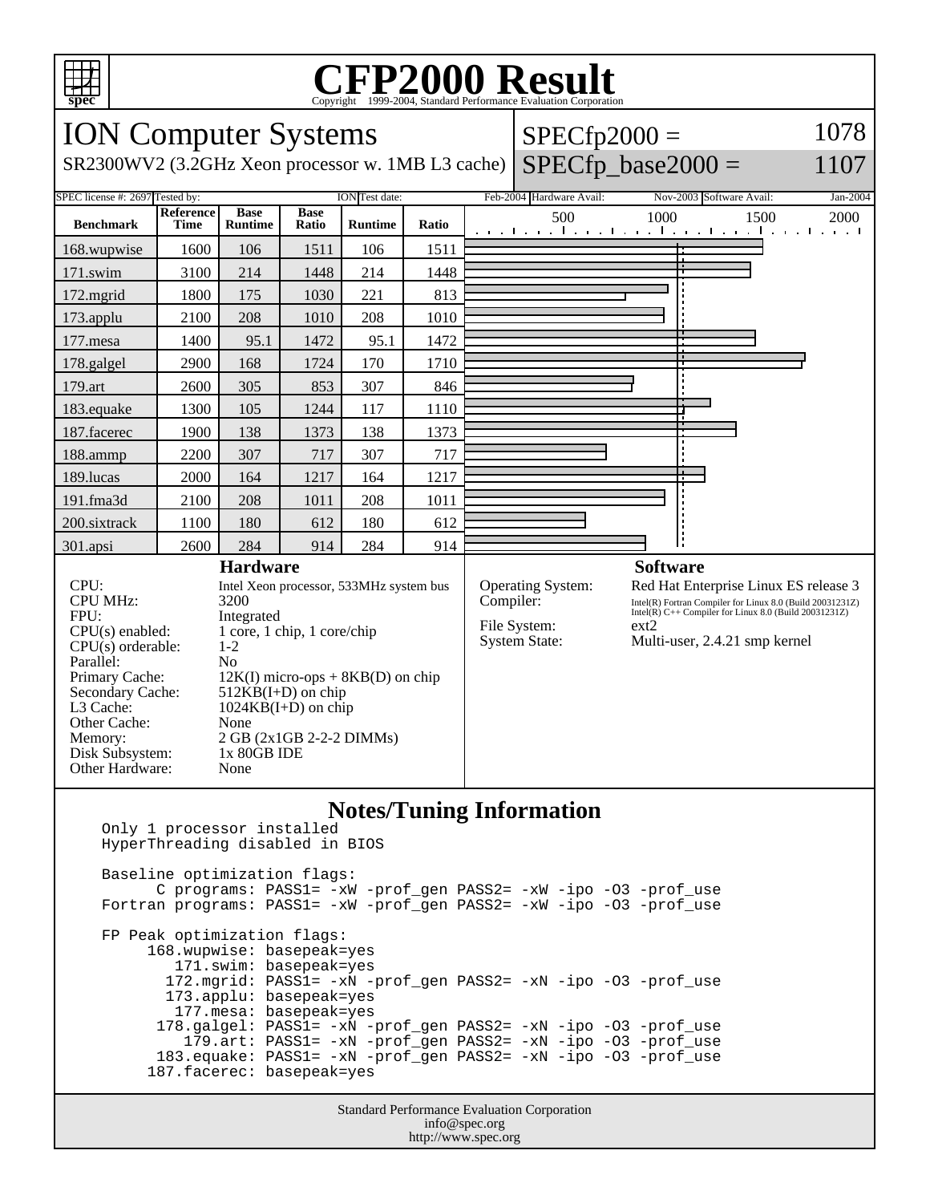# CFP2000 Result

Copyright 1999-2004, Standard Performance Evaluation Corporation

## ION Computer Systems

SR2300WV2 (3.2GHz Xeon processor w. 1MB L3 cache)

SPECfp2000 = 1078

SPECfp_base2000 = 1107

SPEC license #: 2697 | Tested by: ION | Test date: Feb-2004 | Hardware Avail: Nov-2003 | Software Avail: Jan-2004

| Benchmark | Reference Time | Base Runtime | Base Ratio | Runtime | Ratio |
|---|---|---|---|---|---|
| 168.wupwise | 1600 | 106 | 1511 | 106 | 1511 |
| 171.swim | 3100 | 214 | 1448 | 214 | 1448 |
| 172.mgrid | 1800 | 175 | 1030 | 221 | 813 |
| 173.applu | 2100 | 208 | 1010 | 208 | 1010 |
| 177.mesa | 1400 | 95.1 | 1472 | 95.1 | 1472 |
| 178.galgel | 2900 | 168 | 1724 | 170 | 1710 |
| 179.art | 2600 | 305 | 853 | 307 | 846 |
| 183.equake | 1300 | 105 | 1244 | 117 | 1110 |
| 187.facerec | 1900 | 138 | 1373 | 138 | 1373 |
| 188.ammp | 2200 | 307 | 717 | 307 | 717 |
| 189.lucas | 2000 | 164 | 1217 | 164 | 1217 |
| 191.fma3d | 2100 | 208 | 1011 | 208 | 1011 |
| 200.sixtrack | 1100 | 180 | 612 | 180 | 612 |
| 301.apsi | 2600 | 284 | 914 | 284 | 914 |

### Hardware

- CPU: Intel Xeon processor, 533MHz system bus
- CPU MHz: 3200
- FPU: Integrated
- CPU(s) enabled: 1 core, 1 chip, 1 core/chip
- CPU(s) orderable: 1-2
- Parallel: No
- Primary Cache: 12K(I) micro-ops + 8KB(D) on chip
- Secondary Cache: 512KB(I+D) on chip
- L3 Cache: 1024KB(I+D) on chip
- Other Cache: None
- Memory: 2 GB (2x1GB 2-2-2 DIMMs)
- Disk Subsystem: 1x 80GB IDE
- Other Hardware: None

### Software

- Operating System: Red Hat Enterprise Linux ES release 3
- Compiler: Intel(R) Fortran Compiler for Linux 8.0 (Build 20031231Z) Intel(R) C++ Compiler for Linux 8.0 (Build 20031231Z)
- File System: ext2
- System State: Multi-user, 2.4.21 smp kernel

### Notes/Tuning Information

```
Only 1 processor installed
HyperThreading disabled in BIOS

Baseline optimization flags:
      C programs: PASS1= -xW -prof_gen PASS2= -xW -ipo -O3 -prof_use
Fortran programs: PASS1= -xW -prof_gen PASS2= -xW -ipo -O3 -prof_use

FP Peak optimization flags:
     168.wupwise: basepeak=yes
        171.swim: basepeak=yes
       172.mgrid: PASS1= -xN -prof_gen PASS2= -xN -ipo -O3 -prof_use
       173.applu: basepeak=yes
        177.mesa: basepeak=yes
      178.galgel: PASS1= -xN -prof_gen PASS2= -xN -ipo -O3 -prof_use
         179.art: PASS1= -xN -prof_gen PASS2= -xN -ipo -O3 -prof_use
      183.equake: PASS1= -xN -prof_gen PASS2= -xN -ipo -O3 -prof_use
     187.facerec: basepeak=yes
```

Standard Performance Evaluation Corporation
info@spec.org
http://www.spec.org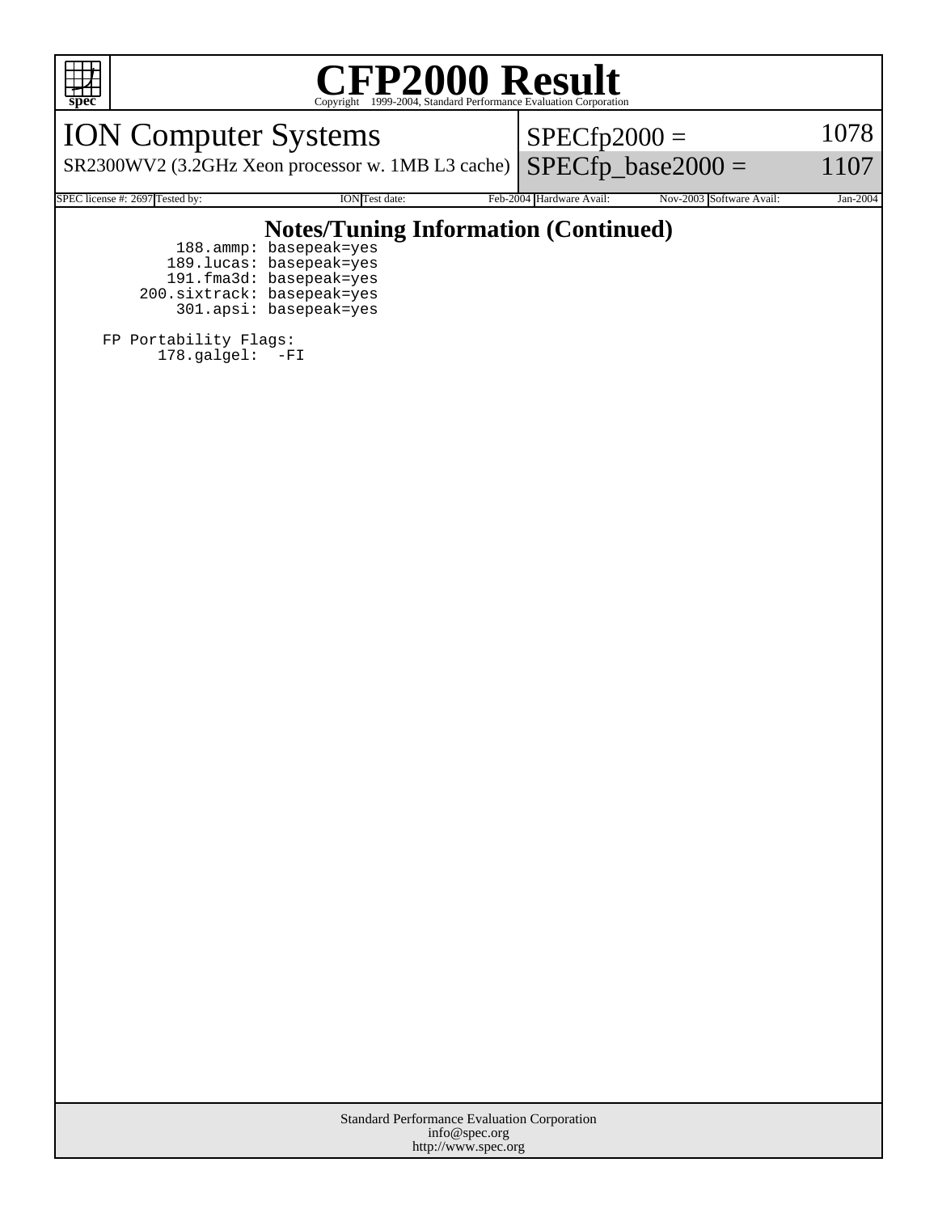# CFP2000 Result

Copyright 1999-2004, Standard Performance Evaluation Corporation

## ION Computer Systems

SR2300WV2 (3.2GHz Xeon processor w. 1MB L3 cache)

SPECfp2000 = 1078

SPECfp_base2000 = 1107

| SPEC license #: 2697 | Tested by: ION | Test date: Feb-2004 | Hardware Avail: Nov-2003 | Software Avail: Jan-2004 |
|---|---|---|---|---|

### Notes/Tuning Information (Continued)

```
         188.ammp: basepeak=yes
        189.lucas: basepeak=yes
        191.fma3d: basepeak=yes
     200.sixtrack: basepeak=yes
         301.apsi: basepeak=yes

 FP Portability Flags:
       178.galgel:  -FI
```

Standard Performance Evaluation Corporation
info@spec.org
http://www.spec.org